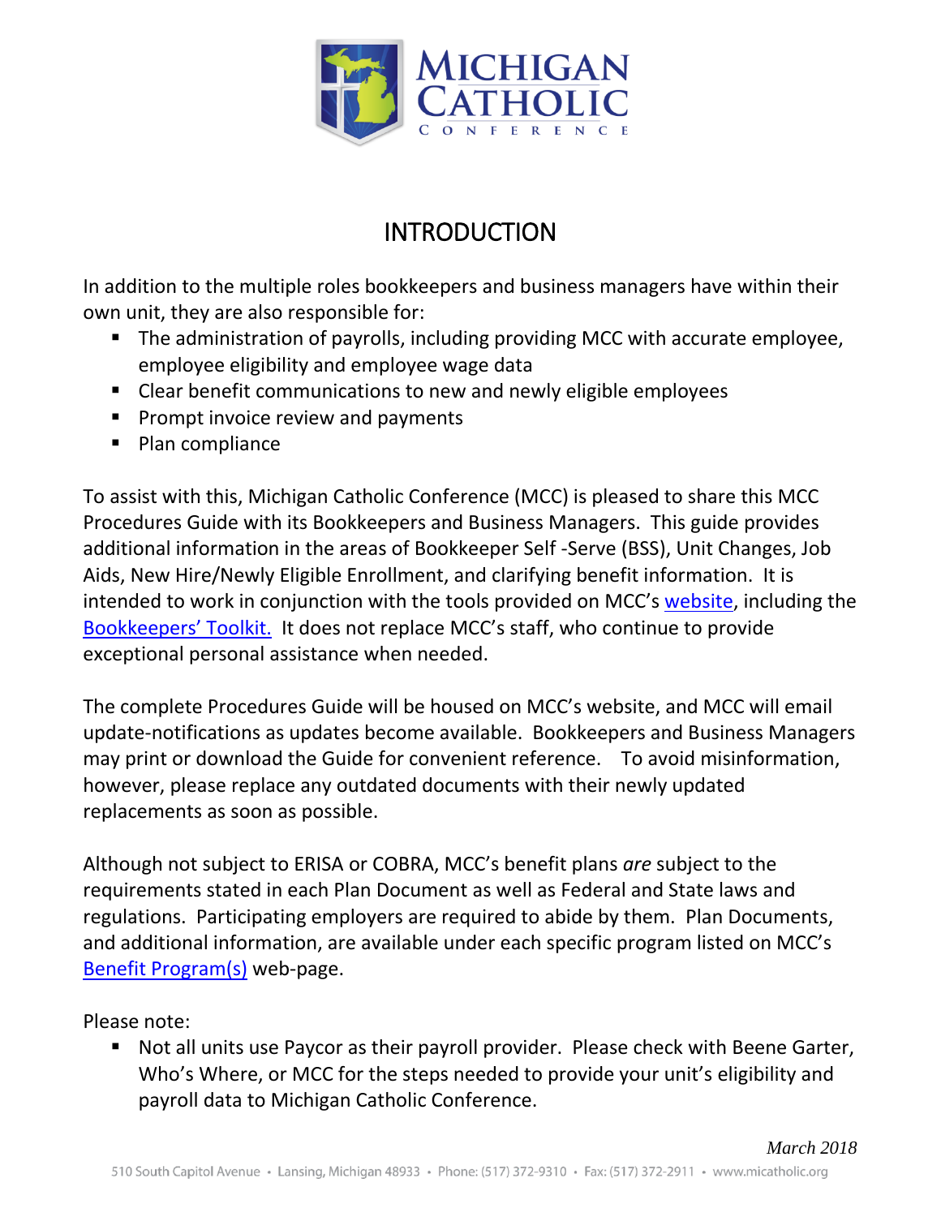# INTRODUCTION

In addition to the multiple roles bookkeepers and business managers have within their own unit, they are also responsible for:

- The administration of payrolls, including providing MCC with accurate employee, employee eligibility and employee wage data
- Clear benefit communications to new and newly eligible employees
- Prompt invoice review and payments
- Plan compliance

To assist with this, Michigan Catholic Conference (MCC) is pleased to share this MCC Procedures Guide with its Bookkeepers and Business Managers. This guide provides additional information in the areas of Bookkeeper Self -Serve (BSS), Unit Changes, Job Aids, New Hire/Newly Eligible Enrollment, and clarifying benefit information. It is intended to work in conjunction with the tools provided on MCC's website, including the Bookkeepers' Toolkit. It does not replace MCC's staff, who continue to provide exceptional personal assistance when needed.

The complete Procedures Guide will be housed on MCC's website, and MCC will email update-notifications as updates become available. Bookkeepers and Business Managers may print or download the Guide for convenient reference. To avoid misinformation, however, please replace any outdated documents with their newly updated replacements as soon as possible.

Although not subject to ERISA or COBRA, MCC's benefit plans *are* subject to the requirements stated in each Plan Document as well as Federal and State laws and regulations. Participating employers are required to abide by them. Plan Documents, and additional information, are available under each specific program listed on MCC's Benefit Program(s) web-page.

Please note:

- Not all units use Paycor as their payroll provider. Please check with Beene Garter, Who's Where, or MCC for the steps needed to provide your unit's eligibility and payroll data to Michigan Catholic Conference.

*March 2018*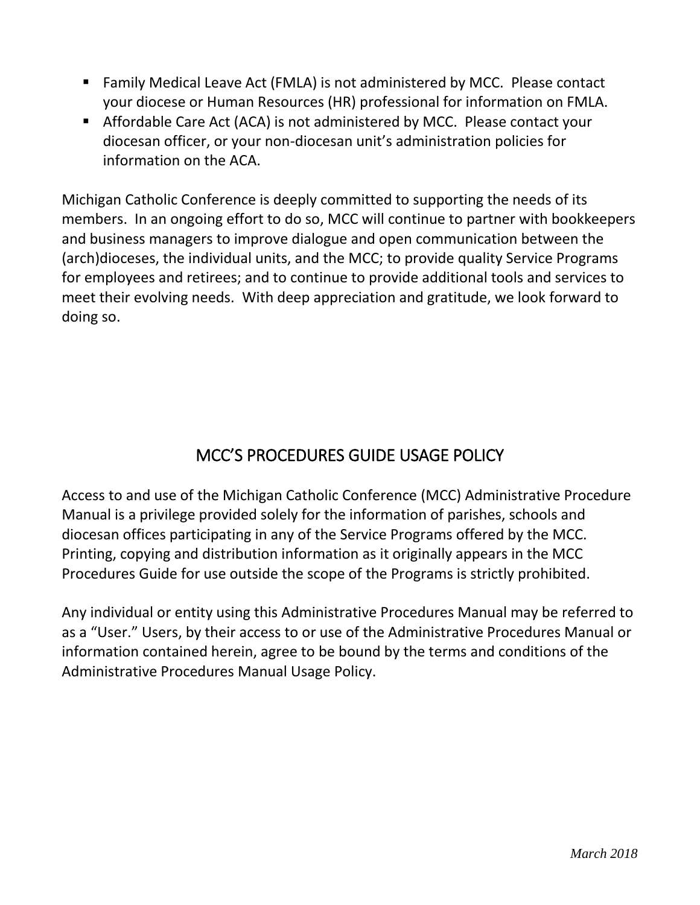- Family Medical Leave Act (FMLA) is not administered by MCC. Please contact your diocese or Human Resources (HR) professional for information on FMLA.
- Affordable Care Act (ACA) is not administered by MCC. Please contact your diocesan officer, or your non-diocesan unit's administration policies for information on the ACA.

Michigan Catholic Conference is deeply committed to supporting the needs of its members. In an ongoing effort to do so, MCC will continue to partner with bookkeepers and business managers to improve dialogue and open communication between the (arch)dioceses, the individual units, and the MCC; to provide quality Service Programs for employees and retirees; and to continue to provide additional tools and services to meet their evolving needs. With deep appreciation and gratitude, we look forward to doing so.

## MCC'S PROCEDURES GUIDE USAGE POLICY

Access to and use of the Michigan Catholic Conference (MCC) Administrative Procedure Manual is a privilege provided solely for the information of parishes, schools and diocesan offices participating in any of the Service Programs offered by the MCC. Printing, copying and distribution information as it originally appears in the MCC Procedures Guide for use outside the scope of the Programs is strictly prohibited.

Any individual or entity using this Administrative Procedures Manual may be referred to as a "User." Users, by their access to or use of the Administrative Procedures Manual or information contained herein, agree to be bound by the terms and conditions of the Administrative Procedures Manual Usage Policy.

*March 2018*